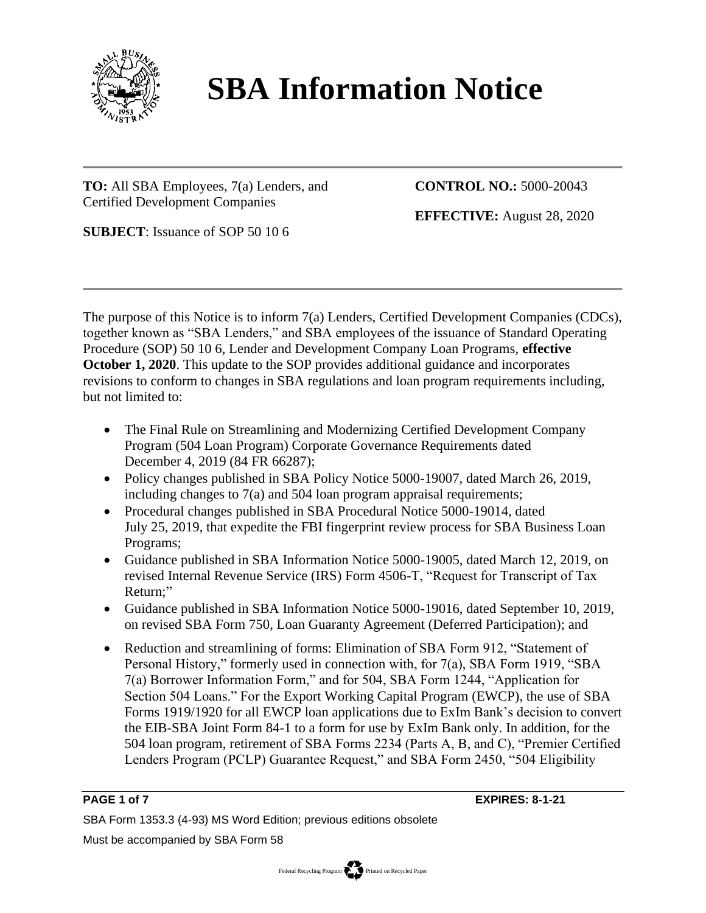# SBA Information Notice

**TO:** All SBA Employees, 7(a) Lenders, and Certified Development Companies

**CONTROL NO.:** 5000-20043

**EFFECTIVE:** August 28, 2020

**SUBJECT**: Issuance of SOP 50 10 6

The purpose of this Notice is to inform 7(a) Lenders, Certified Development Companies (CDCs), together known as "SBA Lenders," and SBA employees of the issuance of Standard Operating Procedure (SOP) 50 10 6, Lender and Development Company Loan Programs, **effective October 1, 2020**. This update to the SOP provides additional guidance and incorporates revisions to conform to changes in SBA regulations and loan program requirements including, but not limited to:

- The Final Rule on Streamlining and Modernizing Certified Development Company Program (504 Loan Program) Corporate Governance Requirements dated December 4, 2019 (84 FR 66287);
- Policy changes published in SBA Policy Notice 5000-19007, dated March 26, 2019, including changes to 7(a) and 504 loan program appraisal requirements;
- Procedural changes published in SBA Procedural Notice 5000-19014, dated July 25, 2019, that expedite the FBI fingerprint review process for SBA Business Loan Programs;
- Guidance published in SBA Information Notice 5000-19005, dated March 12, 2019, on revised Internal Revenue Service (IRS) Form 4506-T, "Request for Transcript of Tax Return;"
- Guidance published in SBA Information Notice 5000-19016, dated September 10, 2019, on revised SBA Form 750, Loan Guaranty Agreement (Deferred Participation); and
- Reduction and streamlining of forms: Elimination of SBA Form 912, "Statement of Personal History," formerly used in connection with, for 7(a), SBA Form 1919, "SBA 7(a) Borrower Information Form," and for 504, SBA Form 1244, "Application for Section 504 Loans." For the Export Working Capital Program (EWCP), the use of SBA Forms 1919/1920 for all EWCP loan applications due to ExIm Bank's decision to convert the EIB-SBA Joint Form 84-1 to a form for use by ExIm Bank only. In addition, for the 504 loan program, retirement of SBA Forms 2234 (Parts A, B, and C), "Premier Certified Lenders Program (PCLP) Guarantee Request," and SBA Form 2450, "504 Eligibility

EXPIRES: 8-1-21

SBA Form 1353.3 (4-93) MS Word Edition; previous editions obsolete

Must be accompanied by SBA Form 58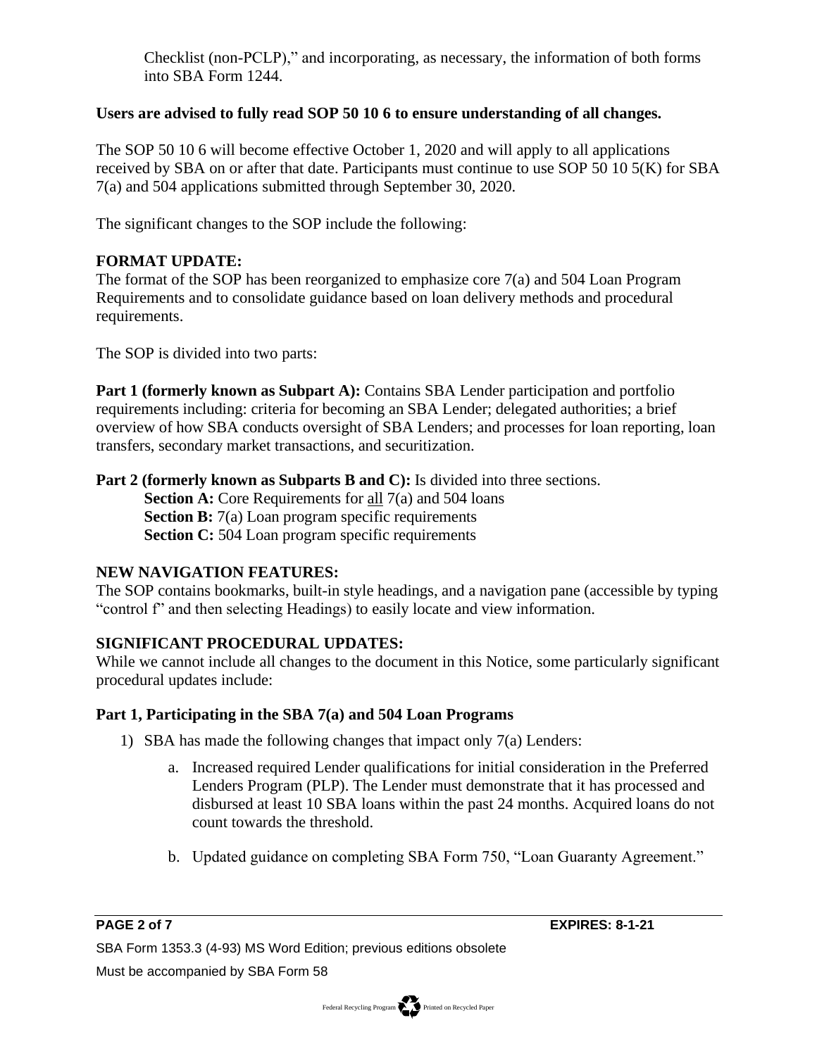Checklist (non-PCLP)," and incorporating, as necessary, the information of both forms into SBA Form 1244.

**Users are advised to fully read SOP 50 10 6 to ensure understanding of all changes.**

The SOP 50 10 6 will become effective October 1, 2020 and will apply to all applications received by SBA on or after that date. Participants must continue to use SOP 50 10 5(K) for SBA 7(a) and 504 applications submitted through September 30, 2020.

The significant changes to the SOP include the following:

**FORMAT UPDATE:**
The format of the SOP has been reorganized to emphasize core 7(a) and 504 Loan Program Requirements and to consolidate guidance based on loan delivery methods and procedural requirements.

The SOP is divided into two parts:

**Part 1 (formerly known as Subpart A):** Contains SBA Lender participation and portfolio requirements including: criteria for becoming an SBA Lender; delegated authorities; a brief overview of how SBA conducts oversight of SBA Lenders; and processes for loan reporting, loan transfers, secondary market transactions, and securitization.

**Part 2 (formerly known as Subparts B and C):** Is divided into three sections.
**Section A:** Core Requirements for all 7(a) and 504 loans
**Section B:** 7(a) Loan program specific requirements
**Section C:** 504 Loan program specific requirements

**NEW NAVIGATION FEATURES:**
The SOP contains bookmarks, built-in style headings, and a navigation pane (accessible by typing "control f" and then selecting Headings) to easily locate and view information.

**SIGNIFICANT PROCEDURAL UPDATES:**
While we cannot include all changes to the document in this Notice, some particularly significant procedural updates include:

**Part 1, Participating in the SBA 7(a) and 504 Loan Programs**

1) SBA has made the following changes that impact only 7(a) Lenders:

   a. Increased required Lender qualifications for initial consideration in the Preferred Lenders Program (PLP). The Lender must demonstrate that it has processed and disbursed at least 10 SBA loans within the past 24 months. Acquired loans do not count towards the threshold.

   b. Updated guidance on completing SBA Form 750, "Loan Guaranty Agreement."

**EXPIRES: 8-1-21**

SBA Form 1353.3 (4-93) MS Word Edition; previous editions obsolete

Must be accompanied by SBA Form 58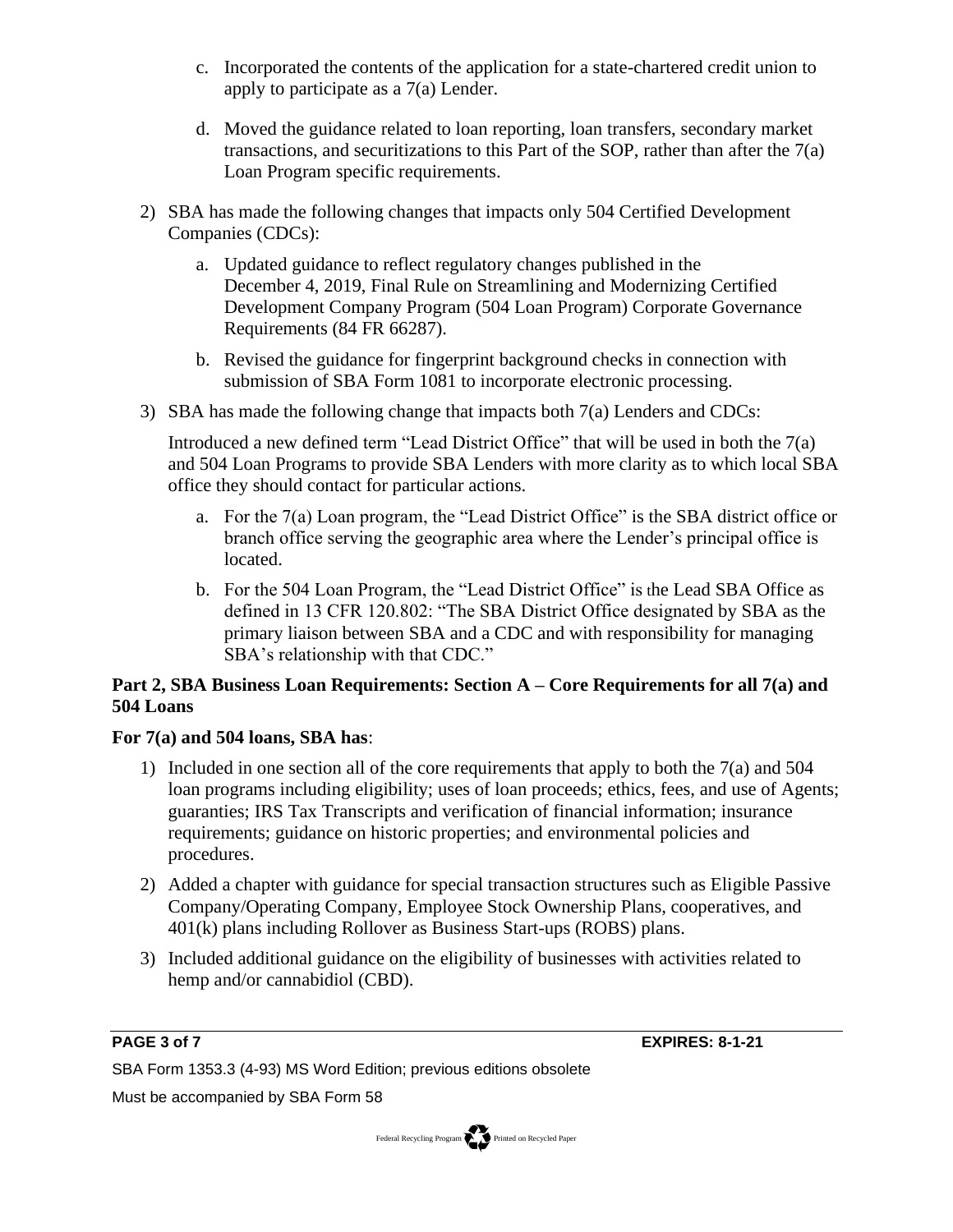c. Incorporated the contents of the application for a state-chartered credit union to apply to participate as a 7(a) Lender.

d. Moved the guidance related to loan reporting, loan transfers, secondary market transactions, and securitizations to this Part of the SOP, rather than after the 7(a) Loan Program specific requirements.

2) SBA has made the following changes that impacts only 504 Certified Development Companies (CDCs):

   a. Updated guidance to reflect regulatory changes published in the December 4, 2019, Final Rule on Streamlining and Modernizing Certified Development Company Program (504 Loan Program) Corporate Governance Requirements (84 FR 66287).

   b. Revised the guidance for fingerprint background checks in connection with submission of SBA Form 1081 to incorporate electronic processing.

3) SBA has made the following change that impacts both 7(a) Lenders and CDCs:

   Introduced a new defined term "Lead District Office" that will be used in both the 7(a) and 504 Loan Programs to provide SBA Lenders with more clarity as to which local SBA office they should contact for particular actions.

   a. For the 7(a) Loan program, the "Lead District Office" is the SBA district office or branch office serving the geographic area where the Lender's principal office is located.

   b. For the 504 Loan Program, the "Lead District Office" is the Lead SBA Office as defined in 13 CFR 120.802: "The SBA District Office designated by SBA as the primary liaison between SBA and a CDC and with responsibility for managing SBA's relationship with that CDC."

**Part 2, SBA Business Loan Requirements: Section A – Core Requirements for all 7(a) and 504 Loans**

**For 7(a) and 504 loans, SBA has**:

1) Included in one section all of the core requirements that apply to both the 7(a) and 504 loan programs including eligibility; uses of loan proceeds; ethics, fees, and use of Agents; guaranties; IRS Tax Transcripts and verification of financial information; insurance requirements; guidance on historic properties; and environmental policies and procedures.

2) Added a chapter with guidance for special transaction structures such as Eligible Passive Company/Operating Company, Employee Stock Ownership Plans, cooperatives, and 401(k) plans including Rollover as Business Start-ups (ROBS) plans.

3) Included additional guidance on the eligibility of businesses with activities related to hemp and/or cannabidiol (CBD).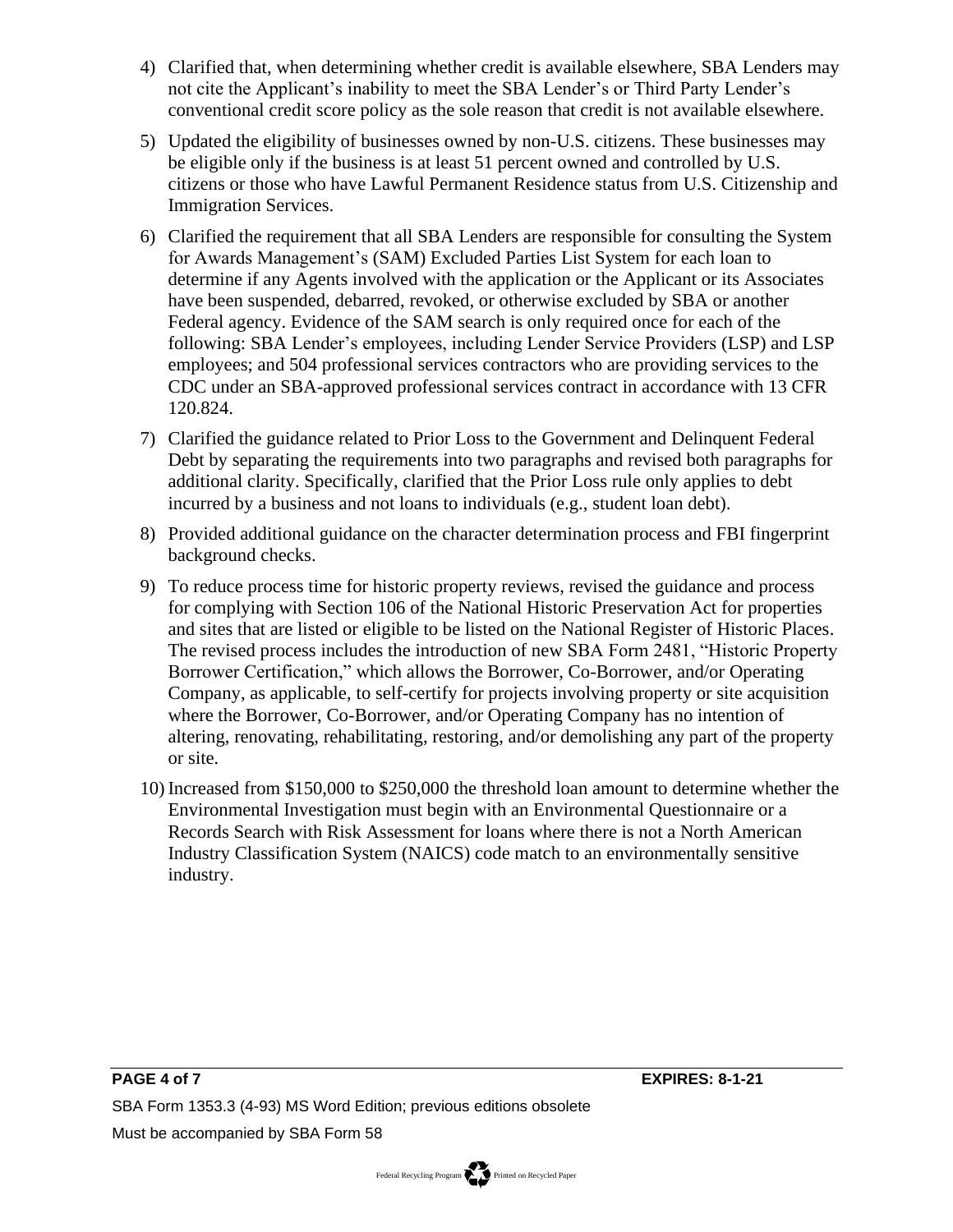4) Clarified that, when determining whether credit is available elsewhere, SBA Lenders may not cite the Applicant's inability to meet the SBA Lender's or Third Party Lender's conventional credit score policy as the sole reason that credit is not available elsewhere.

5) Updated the eligibility of businesses owned by non-U.S. citizens. These businesses may be eligible only if the business is at least 51 percent owned and controlled by U.S. citizens or those who have Lawful Permanent Residence status from U.S. Citizenship and Immigration Services.

6) Clarified the requirement that all SBA Lenders are responsible for consulting the System for Awards Management's (SAM) Excluded Parties List System for each loan to determine if any Agents involved with the application or the Applicant or its Associates have been suspended, debarred, revoked, or otherwise excluded by SBA or another Federal agency. Evidence of the SAM search is only required once for each of the following: SBA Lender's employees, including Lender Service Providers (LSP) and LSP employees; and 504 professional services contractors who are providing services to the CDC under an SBA-approved professional services contract in accordance with 13 CFR 120.824.

7) Clarified the guidance related to Prior Loss to the Government and Delinquent Federal Debt by separating the requirements into two paragraphs and revised both paragraphs for additional clarity. Specifically, clarified that the Prior Loss rule only applies to debt incurred by a business and not loans to individuals (e.g., student loan debt).

8) Provided additional guidance on the character determination process and FBI fingerprint background checks.

9) To reduce process time for historic property reviews, revised the guidance and process for complying with Section 106 of the National Historic Preservation Act for properties and sites that are listed or eligible to be listed on the National Register of Historic Places. The revised process includes the introduction of new SBA Form 2481, "Historic Property Borrower Certification," which allows the Borrower, Co-Borrower, and/or Operating Company, as applicable, to self-certify for projects involving property or site acquisition where the Borrower, Co-Borrower, and/or Operating Company has no intention of altering, renovating, rehabilitating, restoring, and/or demolishing any part of the property or site.

10) Increased from $150,000 to $250,000 the threshold loan amount to determine whether the Environmental Investigation must begin with an Environmental Questionnaire or a Records Search with Risk Assessment for loans where there is not a North American Industry Classification System (NAICS) code match to an environmentally sensitive industry.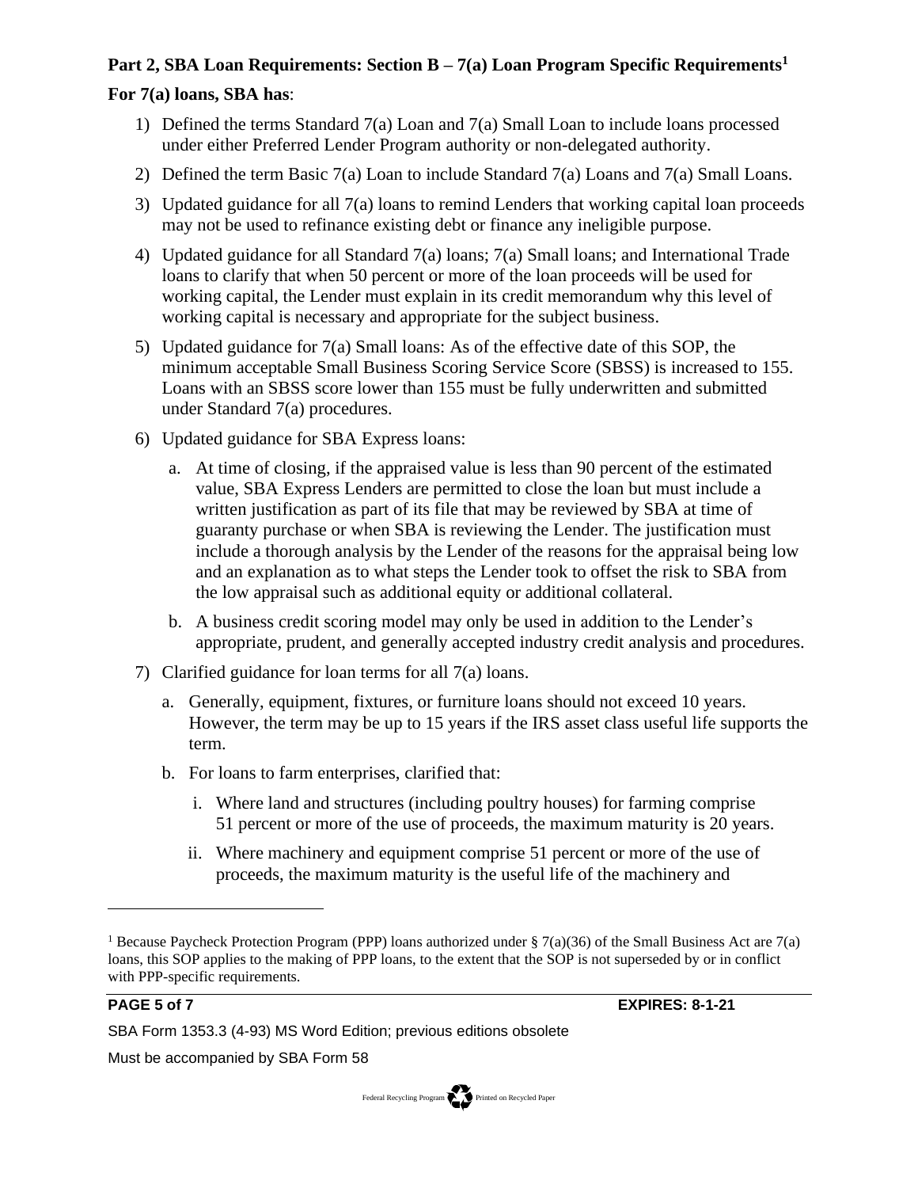**Part 2, SBA Loan Requirements: Section B – 7(a) Loan Program Specific Requirements**[1]

**For 7(a) loans, SBA has**:

1) Defined the terms Standard 7(a) Loan and 7(a) Small Loan to include loans processed under either Preferred Lender Program authority or non-delegated authority.
2) Defined the term Basic 7(a) Loan to include Standard 7(a) Loans and 7(a) Small Loans.
3) Updated guidance for all 7(a) loans to remind Lenders that working capital loan proceeds may not be used to refinance existing debt or finance any ineligible purpose.
4) Updated guidance for all Standard 7(a) loans; 7(a) Small loans; and International Trade loans to clarify that when 50 percent or more of the loan proceeds will be used for working capital, the Lender must explain in its credit memorandum why this level of working capital is necessary and appropriate for the subject business.
5) Updated guidance for 7(a) Small loans: As of the effective date of this SOP, the minimum acceptable Small Business Scoring Service Score (SBSS) is increased to 155. Loans with an SBSS score lower than 155 must be fully underwritten and submitted under Standard 7(a) procedures.
6) Updated guidance for SBA Express loans:
   a. At time of closing, if the appraised value is less than 90 percent of the estimated value, SBA Express Lenders are permitted to close the loan but must include a written justification as part of its file that may be reviewed by SBA at time of guaranty purchase or when SBA is reviewing the Lender. The justification must include a thorough analysis by the Lender of the reasons for the appraisal being low and an explanation as to what steps the Lender took to offset the risk to SBA from the low appraisal such as additional equity or additional collateral.
   b. A business credit scoring model may only be used in addition to the Lender's appropriate, prudent, and generally accepted industry credit analysis and procedures.
7) Clarified guidance for loan terms for all 7(a) loans.
   a. Generally, equipment, fixtures, or furniture loans should not exceed 10 years. However, the term may be up to 15 years if the IRS asset class useful life supports the term.
   b. For loans to farm enterprises, clarified that:
      i. Where land and structures (including poultry houses) for farming comprise 51 percent or more of the use of proceeds, the maximum maturity is 20 years.
      ii. Where machinery and equipment comprise 51 percent or more of the use of proceeds, the maximum maturity is the useful life of the machinery and

---

[1] Because Paycheck Protection Program (PPP) loans authorized under § 7(a)(36) of the Small Business Act are 7(a) loans, this SOP applies to the making of PPP loans, to the extent that the SOP is not superseded by or in conflict with PPP-specific requirements.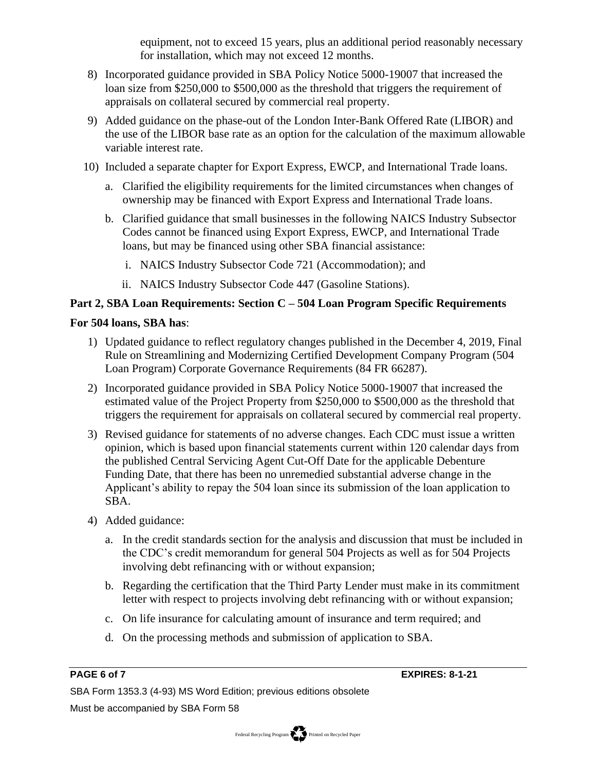equipment, not to exceed 15 years, plus an additional period reasonably necessary for installation, which may not exceed 12 months.

8) Incorporated guidance provided in SBA Policy Notice 5000-19007 that increased the loan size from $250,000 to $500,000 as the threshold that triggers the requirement of appraisals on collateral secured by commercial real property.

9) Added guidance on the phase-out of the London Inter-Bank Offered Rate (LIBOR) and the use of the LIBOR base rate as an option for the calculation of the maximum allowable variable interest rate.

10) Included a separate chapter for Export Express, EWCP, and International Trade loans.

    a. Clarified the eligibility requirements for the limited circumstances when changes of ownership may be financed with Export Express and International Trade loans.

    b. Clarified guidance that small businesses in the following NAICS Industry Subsector Codes cannot be financed using Export Express, EWCP, and International Trade loans, but may be financed using other SBA financial assistance:

        i. NAICS Industry Subsector Code 721 (Accommodation); and

        ii. NAICS Industry Subsector Code 447 (Gasoline Stations).

**Part 2, SBA Loan Requirements: Section C – 504 Loan Program Specific Requirements**

**For 504 loans, SBA has**:

1) Updated guidance to reflect regulatory changes published in the December 4, 2019, Final Rule on Streamlining and Modernizing Certified Development Company Program (504 Loan Program) Corporate Governance Requirements (84 FR 66287).

2) Incorporated guidance provided in SBA Policy Notice 5000-19007 that increased the estimated value of the Project Property from $250,000 to $500,000 as the threshold that triggers the requirement for appraisals on collateral secured by commercial real property.

3) Revised guidance for statements of no adverse changes. Each CDC must issue a written opinion, which is based upon financial statements current within 120 calendar days from the published Central Servicing Agent Cut-Off Date for the applicable Debenture Funding Date, that there has been no unremedied substantial adverse change in the Applicant's ability to repay the 504 loan since its submission of the loan application to SBA.

4) Added guidance:

    a. In the credit standards section for the analysis and discussion that must be included in the CDC's credit memorandum for general 504 Projects as well as for 504 Projects involving debt refinancing with or without expansion;

    b. Regarding the certification that the Third Party Lender must make in its commitment letter with respect to projects involving debt refinancing with or without expansion;

    c. On life insurance for calculating amount of insurance and term required; and

    d. On the processing methods and submission of application to SBA.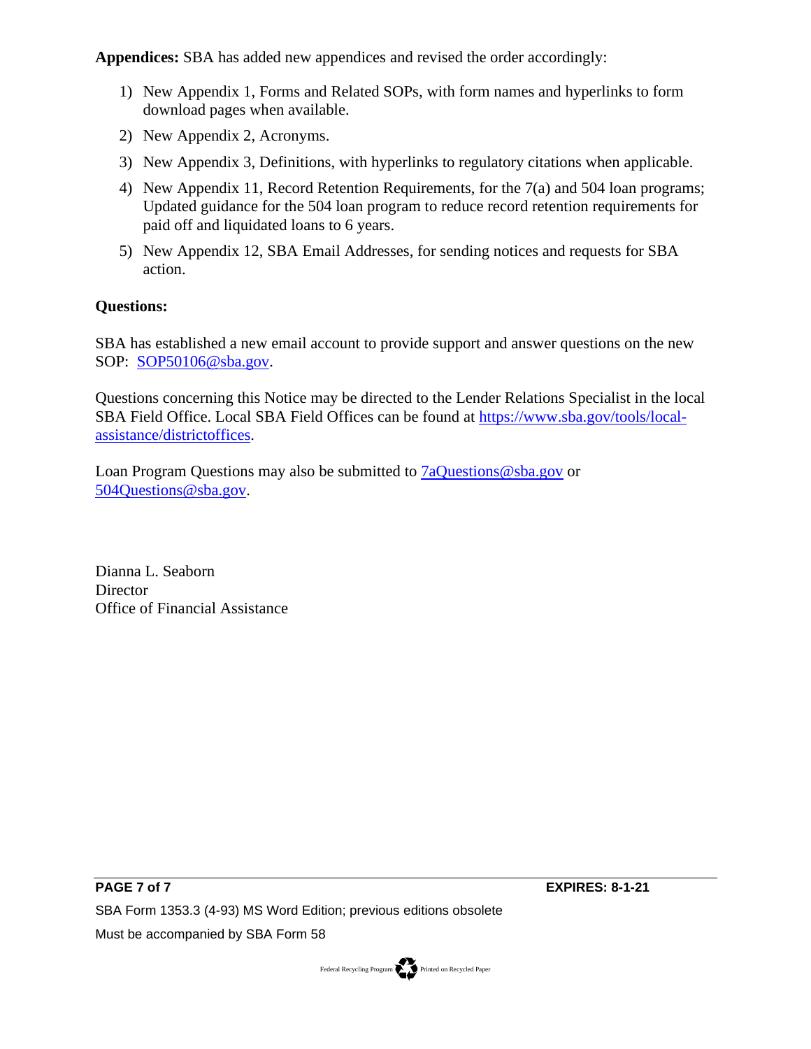**Appendices:** SBA has added new appendices and revised the order accordingly:

1) New Appendix 1, Forms and Related SOPs, with form names and hyperlinks to form download pages when available.
2) New Appendix 2, Acronyms.
3) New Appendix 3, Definitions, with hyperlinks to regulatory citations when applicable.
4) New Appendix 11, Record Retention Requirements, for the 7(a) and 504 loan programs; Updated guidance for the 504 loan program to reduce record retention requirements for paid off and liquidated loans to 6 years.
5) New Appendix 12, SBA Email Addresses, for sending notices and requests for SBA action.

**Questions:**

SBA has established a new email account to provide support and answer questions on the new SOP: SOP50106@sba.gov.

Questions concerning this Notice may be directed to the Lender Relations Specialist in the local SBA Field Office. Local SBA Field Offices can be found at https://www.sba.gov/tools/local-assistance/districtoffices.

Loan Program Questions may also be submitted to 7aQuestions@sba.gov or 504Questions@sba.gov.

Dianna L. Seaborn
Director
Office of Financial Assistance

**EXPIRES: 8-1-21**

SBA Form 1353.3 (4-93) MS Word Edition; previous editions obsolete

Must be accompanied by SBA Form 58

Federal Recycling Program Printed on Recycled Paper